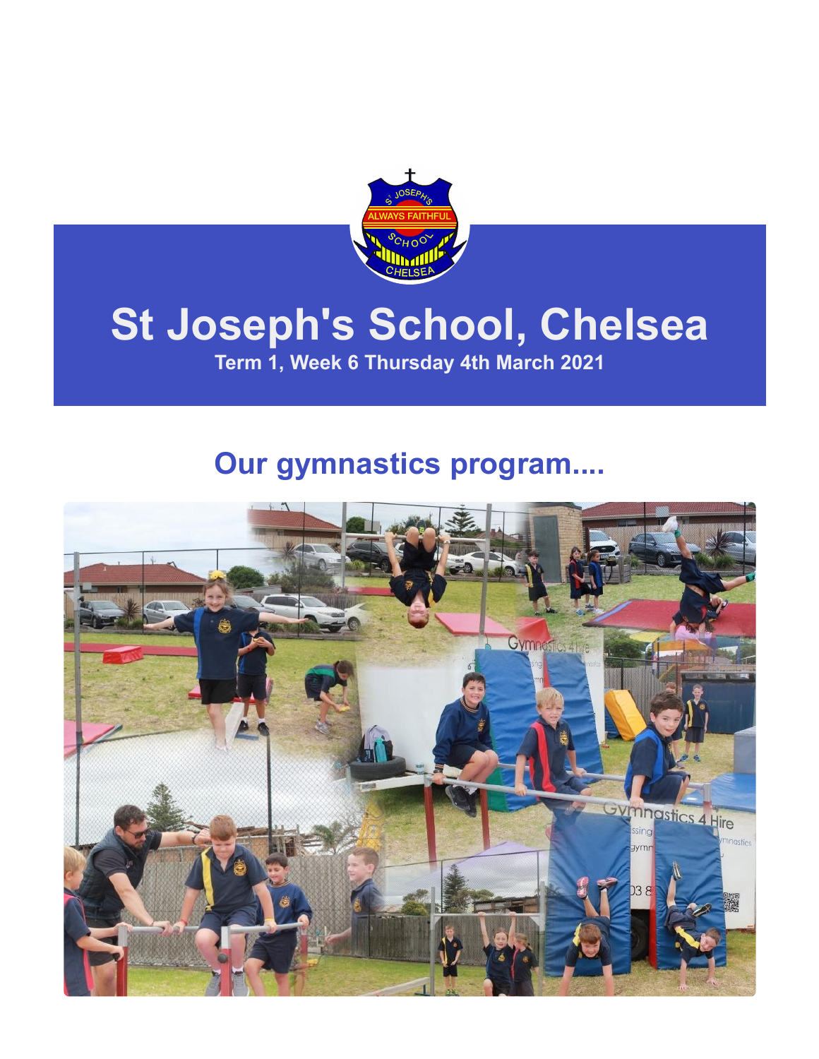# St Joseph's School, Chelsea

**Term 1, Week 6 Thursday 4th March 2021**

## Our gymnastics program....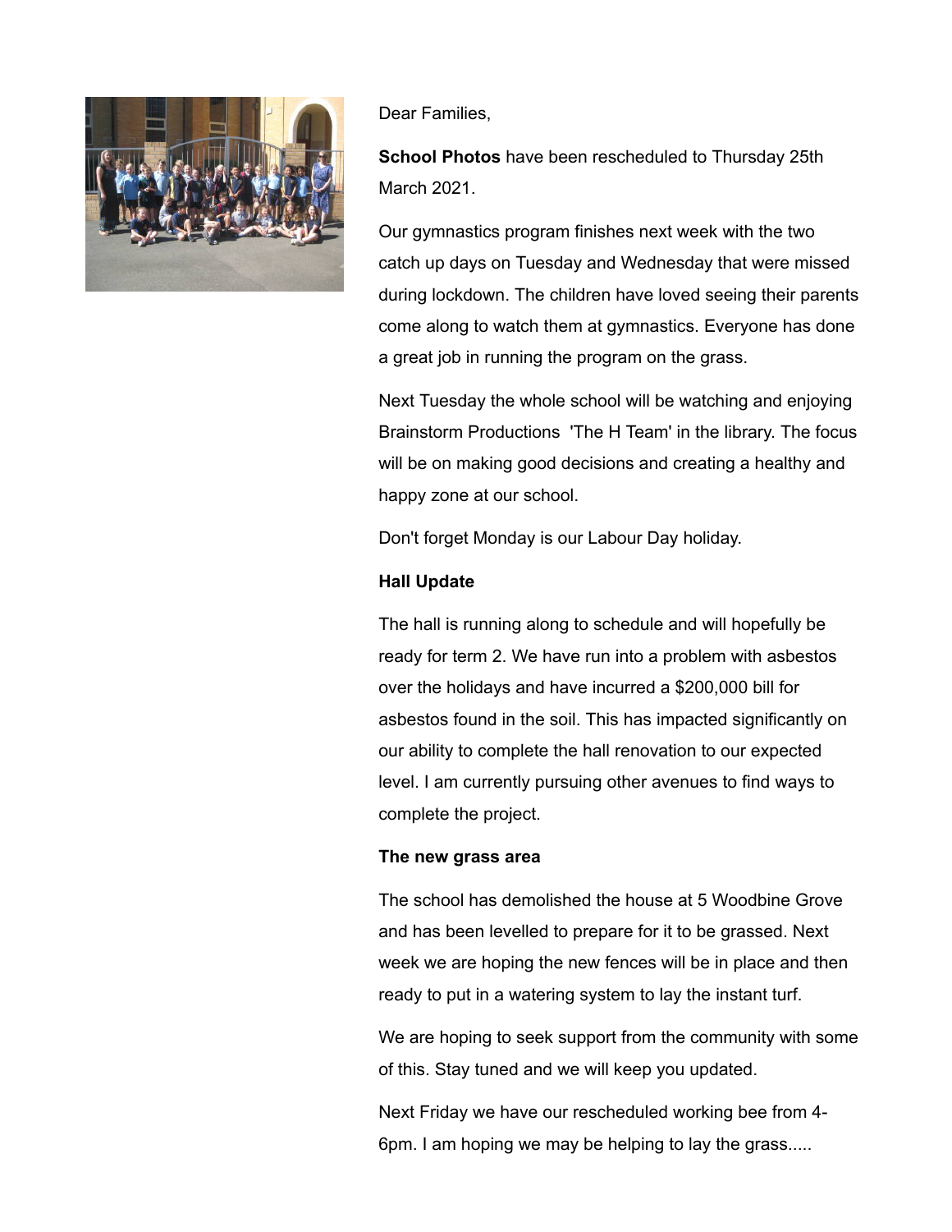Dear Families,

**School Photos** have been rescheduled to Thursday 25th March 2021.

Our gymnastics program finishes next week with the two catch up days on Tuesday and Wednesday that were missed during lockdown. The children have loved seeing their parents come along to watch them at gymnastics. Everyone has done a great job in running the program on the grass.

Next Tuesday the whole school will be watching and enjoying Brainstorm Productions 'The H Team' in the library. The focus will be on making good decisions and creating a healthy and happy zone at our school.

Don't forget Monday is our Labour Day holiday.

**Hall Update**

The hall is running along to schedule and will hopefully be ready for term 2. We have run into a problem with asbestos over the holidays and have incurred a $200,000 bill for asbestos found in the soil. This has impacted significantly on our ability to complete the hall renovation to our expected level. I am currently pursuing other avenues to find ways to complete the project.

**The new grass area**

The school has demolished the house at 5 Woodbine Grove and has been levelled to prepare for it to be grassed. Next week we are hoping the new fences will be in place and then ready to put in a watering system to lay the instant turf.

We are hoping to seek support from the community with some of this. Stay tuned and we will keep you updated.

Next Friday we have our rescheduled working bee from 4-6pm. I am hoping we may be helping to lay the grass.....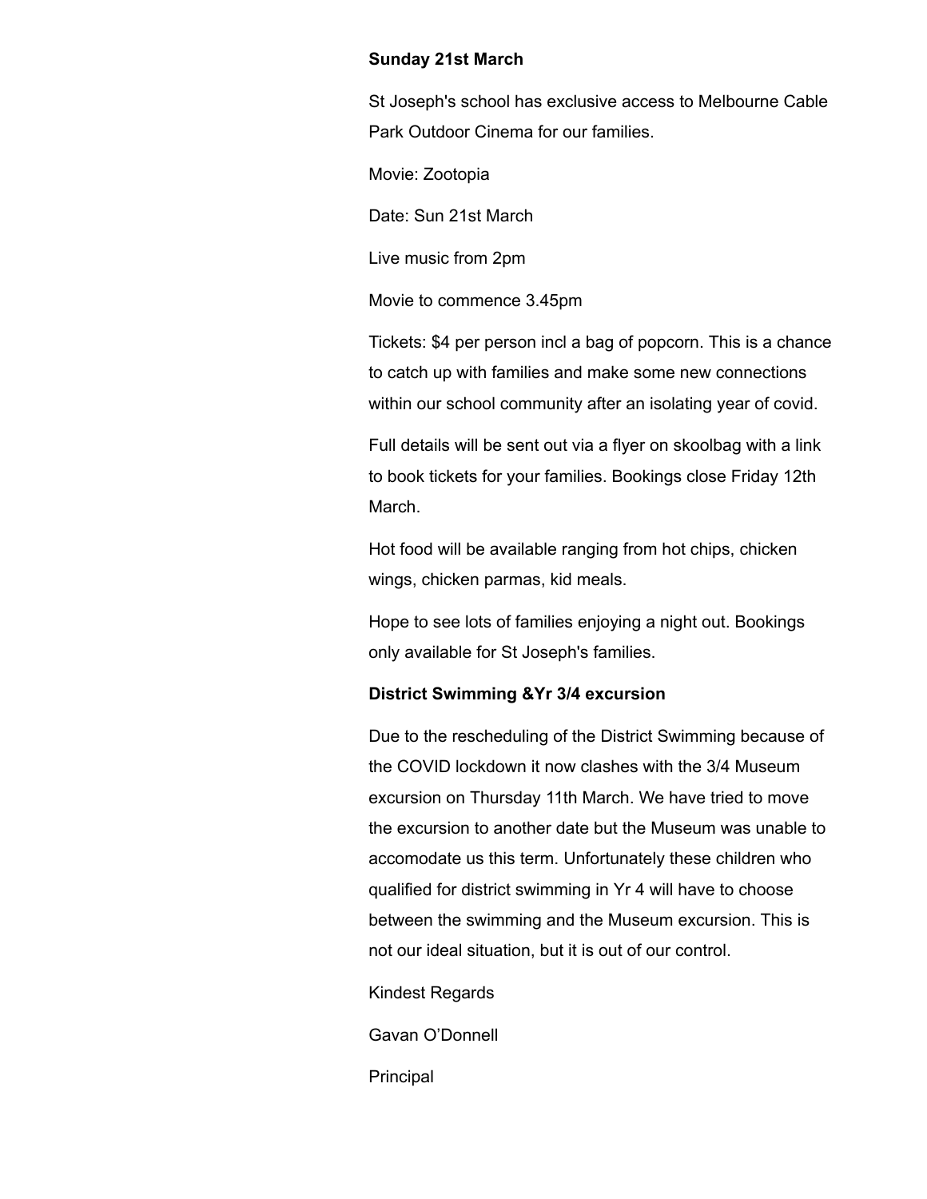**Sunday 21st March**

St Joseph's school has exclusive access to Melbourne Cable Park Outdoor Cinema for our families.

Movie: Zootopia

Date: Sun 21st March

Live music from 2pm

Movie to commence 3.45pm

Tickets: $4 per person incl a bag of popcorn. This is a chance to catch up with families and make some new connections within our school community after an isolating year of covid.

Full details will be sent out via a flyer on skoolbag with a link to book tickets for your families. Bookings close Friday 12th March.

Hot food will be available ranging from hot chips, chicken wings, chicken parmas, kid meals.

Hope to see lots of families enjoying a night out. Bookings only available for St Joseph's families.

**District Swimming &Yr 3/4 excursion**

Due to the rescheduling of the District Swimming because of the COVID lockdown it now clashes with the 3/4 Museum excursion on Thursday 11th March. We have tried to move the excursion to another date but the Museum was unable to accomodate us this term. Unfortunately these children who qualified for district swimming in Yr 4 will have to choose between the swimming and the Museum excursion. This is not our ideal situation, but it is out of our control.

Kindest Regards

Gavan O'Donnell

Principal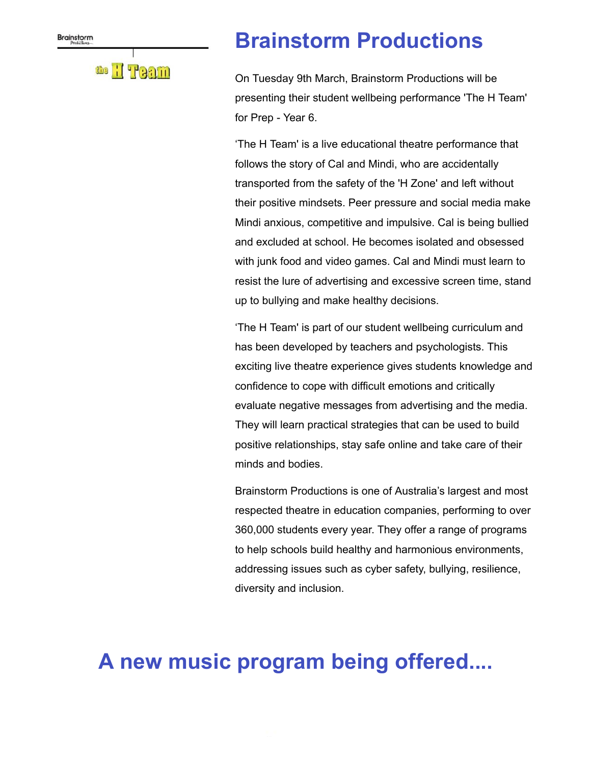# Brainstorm Productions

On Tuesday 9th March, Brainstorm Productions will be presenting their student wellbeing performance 'The H Team' for Prep - Year 6.

'The H Team' is a live educational theatre performance that follows the story of Cal and Mindi, who are accidentally transported from the safety of the 'H Zone' and left without their positive mindsets. Peer pressure and social media make Mindi anxious, competitive and impulsive. Cal is being bullied and excluded at school. He becomes isolated and obsessed with junk food and video games. Cal and Mindi must learn to resist the lure of advertising and excessive screen time, stand up to bullying and make healthy decisions.

'The H Team' is part of our student wellbeing curriculum and has been developed by teachers and psychologists. This exciting live theatre experience gives students knowledge and confidence to cope with difficult emotions and critically evaluate negative messages from advertising and the media. They will learn practical strategies that can be used to build positive relationships, stay safe online and take care of their minds and bodies.

Brainstorm Productions is one of Australia's largest and most respected theatre in education companies, performing to over 360,000 students every year. They offer a range of programs to help schools build healthy and harmonious environments, addressing issues such as cyber safety, bullying, resilience, diversity and inclusion.

# A new music program being offered....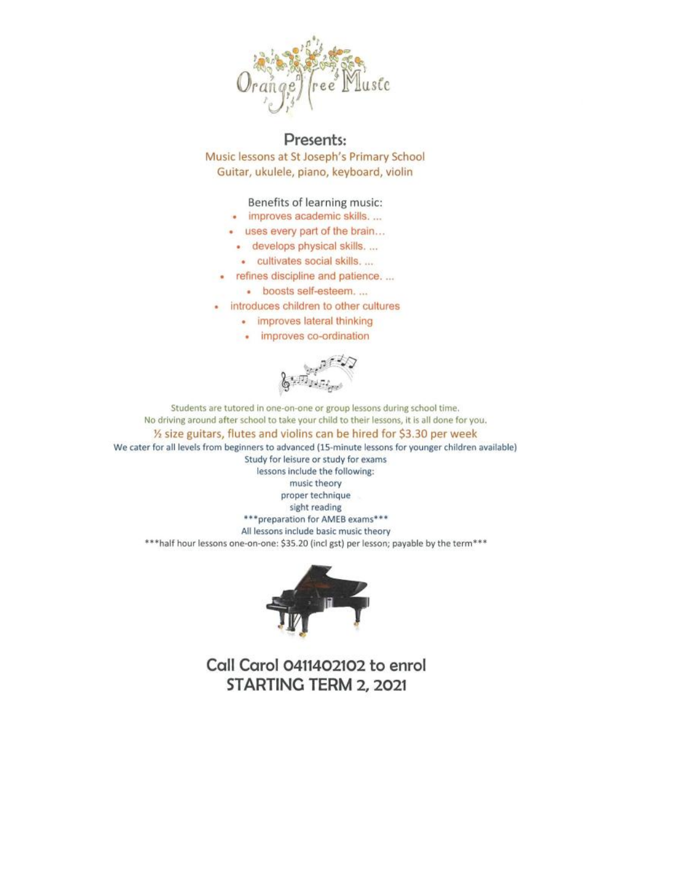Orange Tree Music

## Presents:

Music lessons at St Joseph's Primary School
Guitar, ukulele, piano, keyboard, violin

Benefits of learning music:

- improves academic skills. ...
- uses every part of the brain…
- develops physical skills. ...
- cultivates social skills. ...
- refines discipline and patience. ...
- boosts self-esteem. ...
- introduces children to other cultures
- improves lateral thinking
- improves co-ordination

Students are tutored in one-on-one or group lessons during school time.
No driving around after school to take your child to their lessons, it is all done for you.

½ size guitars, flutes and violins can be hired for $3.30 per week

We cater for all levels from beginners to advanced (15-minute lessons for younger children available)
Study for leisure or study for exams
lessons include the following:
music theory
proper technique
sight reading
***preparation for AMEB exams***
All lessons include basic music theory
***half hour lessons one-on-one: $35.20 (incl gst) per lesson; payable by the term***

## Call Carol 0411402102 to enrol
## STARTING TERM 2, 2021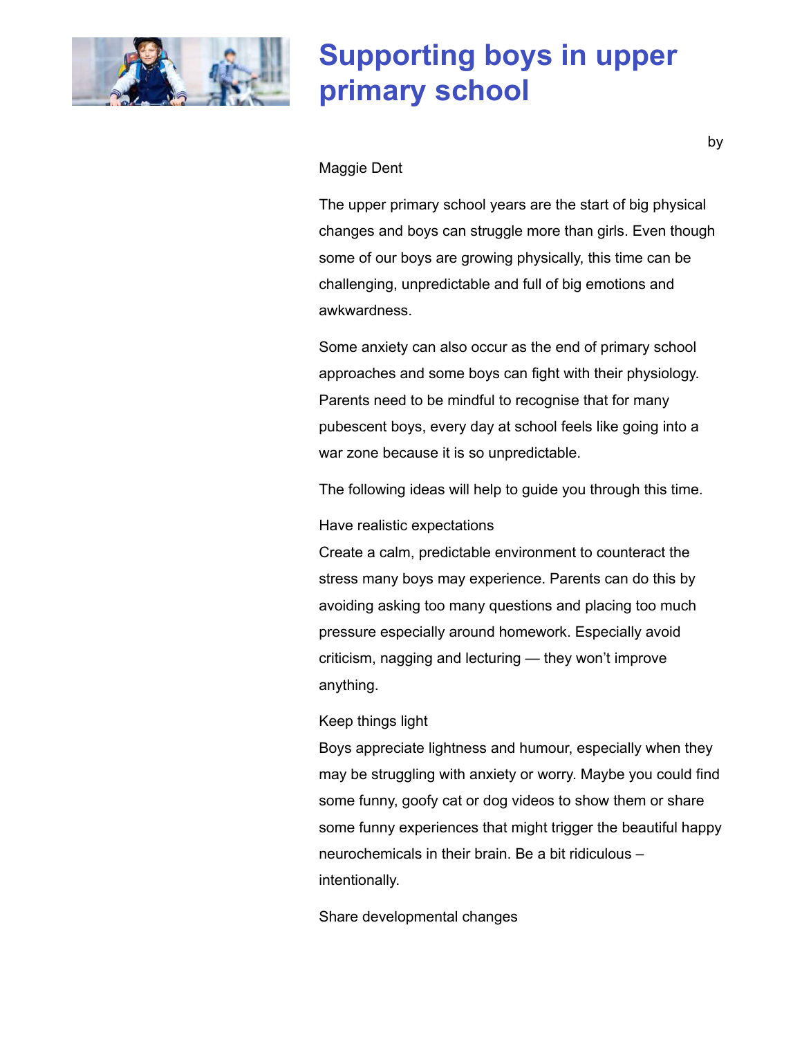# Supporting boys in upper primary school

by

Maggie Dent

The upper primary school years are the start of big physical changes and boys can struggle more than girls. Even though some of our boys are growing physically, this time can be challenging, unpredictable and full of big emotions and awkwardness.

Some anxiety can also occur as the end of primary school approaches and some boys can fight with their physiology. Parents need to be mindful to recognise that for many pubescent boys, every day at school feels like going into a war zone because it is so unpredictable.

The following ideas will help to guide you through this time.

Have realistic expectations

Create a calm, predictable environment to counteract the stress many boys may experience. Parents can do this by avoiding asking too many questions and placing too much pressure especially around homework. Especially avoid criticism, nagging and lecturing — they won't improve anything.

Keep things light

Boys appreciate lightness and humour, especially when they may be struggling with anxiety or worry. Maybe you could find some funny, goofy cat or dog videos to show them or share some funny experiences that might trigger the beautiful happy neurochemicals in their brain. Be a bit ridiculous – intentionally.

Share developmental changes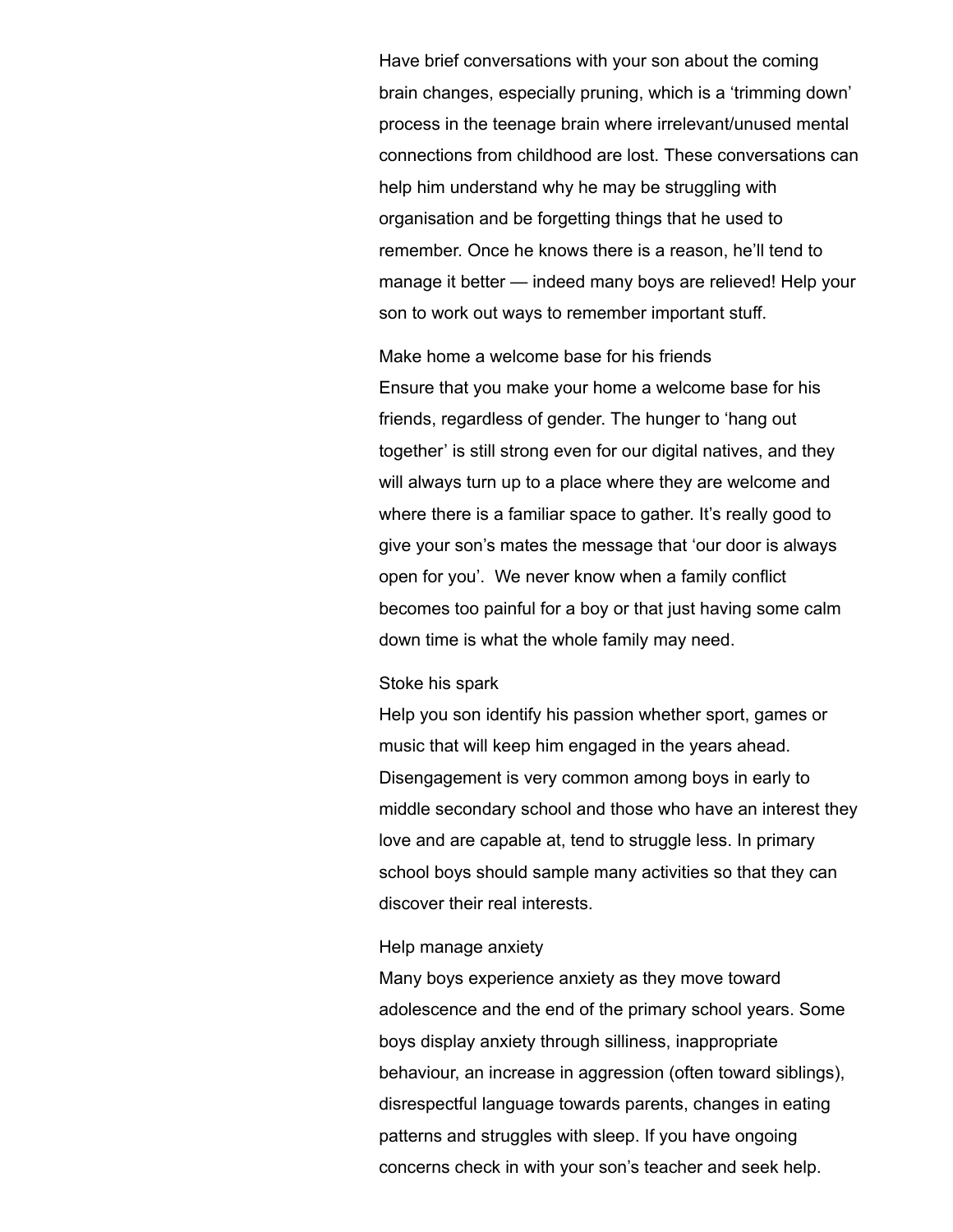Have brief conversations with your son about the coming brain changes, especially pruning, which is a 'trimming down' process in the teenage brain where irrelevant/unused mental connections from childhood are lost. These conversations can help him understand why he may be struggling with organisation and be forgetting things that he used to remember. Once he knows there is a reason, he'll tend to manage it better — indeed many boys are relieved! Help your son to work out ways to remember important stuff.

### Make home a welcome base for his friends

Ensure that you make your home a welcome base for his friends, regardless of gender. The hunger to 'hang out together' is still strong even for our digital natives, and they will always turn up to a place where they are welcome and where there is a familiar space to gather. It's really good to give your son's mates the message that 'our door is always open for you'.  We never know when a family conflict becomes too painful for a boy or that just having some calm down time is what the whole family may need.

### Stoke his spark

Help you son identify his passion whether sport, games or music that will keep him engaged in the years ahead. Disengagement is very common among boys in early to middle secondary school and those who have an interest they love and are capable at, tend to struggle less. In primary school boys should sample many activities so that they can discover their real interests.

### Help manage anxiety

Many boys experience anxiety as they move toward adolescence and the end of the primary school years. Some boys display anxiety through silliness, inappropriate behaviour, an increase in aggression (often toward siblings), disrespectful language towards parents, changes in eating patterns and struggles with sleep. If you have ongoing concerns check in with your son's teacher and seek help.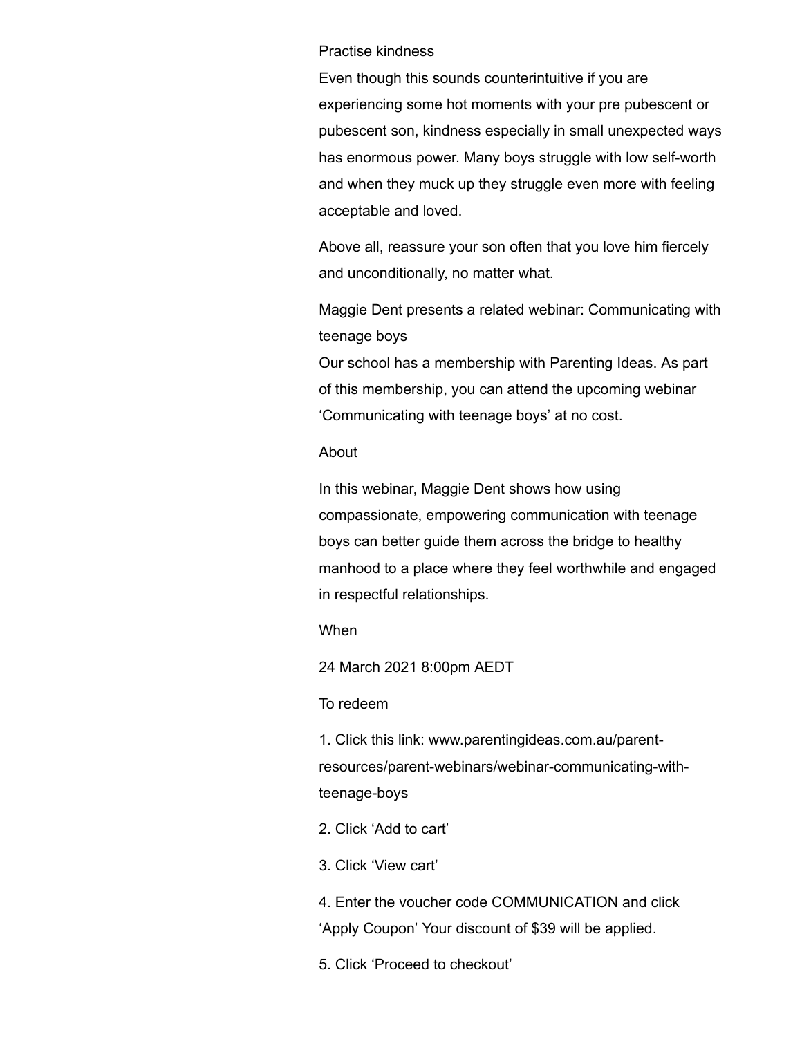### Practise kindness

Even though this sounds counterintuitive if you are experiencing some hot moments with your pre pubescent or pubescent son, kindness especially in small unexpected ways has enormous power. Many boys struggle with low self-worth and when they muck up they struggle even more with feeling acceptable and loved.

Above all, reassure your son often that you love him fiercely and unconditionally, no matter what.

### Maggie Dent presents a related webinar: Communicating with teenage boys

Our school has a membership with Parenting Ideas. As part of this membership, you can attend the upcoming webinar 'Communicating with teenage boys' at no cost.

#### About

In this webinar, Maggie Dent shows how using compassionate, empowering communication with teenage boys can better guide them across the bridge to healthy manhood to a place where they feel worthwhile and engaged in respectful relationships.

#### When

24 March 2021 8:00pm AEDT

#### To redeem

1. Click this link: www.parentingideas.com.au/parent-resources/parent-webinars/webinar-communicating-with-teenage-boys
2. Click 'Add to cart'
3. Click 'View cart'
4. Enter the voucher code COMMUNICATION and click 'Apply Coupon' Your discount of $39 will be applied.
5. Click 'Proceed to checkout'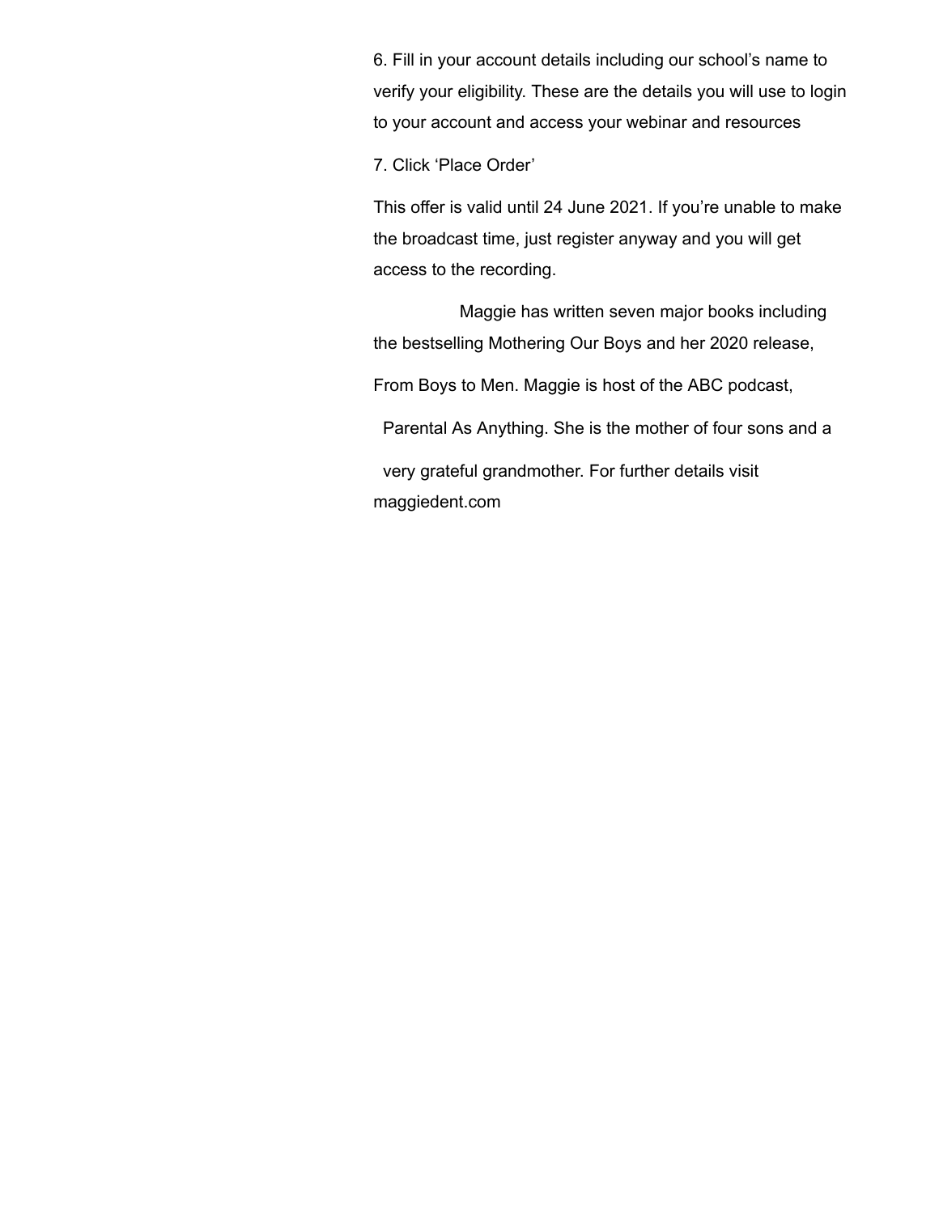6. Fill in your account details including our school's name to verify your eligibility. These are the details you will use to login to your account and access your webinar and resources

7. Click 'Place Order'

This offer is valid until 24 June 2021. If you're unable to make the broadcast time, just register anyway and you will get access to the recording.

Maggie has written seven major books including the bestselling Mothering Our Boys and her 2020 release, From Boys to Men. Maggie is host of the ABC podcast, Parental As Anything. She is the mother of four sons and a very grateful grandmother. For further details visit maggiedent.com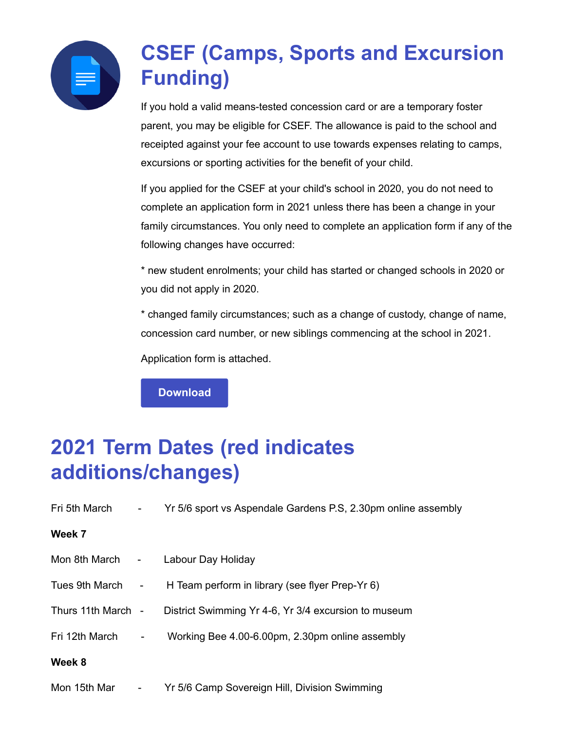# CSEF (Camps, Sports and Excursion Funding)

If you hold a valid means-tested concession card or are a temporary foster parent, you may be eligible for CSEF. The allowance is paid to the school and receipted against your fee account to use towards expenses relating to camps, excursions or sporting activities for the benefit of your child.

If you applied for the CSEF at your child's school in 2020, you do not need to complete an application form in 2021 unless there has been a change in your family circumstances. You only need to complete an application form if any of the following changes have occurred:

* new student enrolments; your child has started or changed schools in 2020 or you did not apply in 2020.

* changed family circumstances; such as a change of custody, change of name, concession card number, or new siblings commencing at the school in 2021.

Application form is attached.

Download

# 2021 Term Dates (red indicates additions/changes)

Fri 5th March - Yr 5/6 sport vs Aspendale Gardens P.S, 2.30pm online assembly

**Week 7**

Mon 8th March - Labour Day Holiday

Tues 9th March - H Team perform in library (see flyer Prep-Yr 6)

Thurs 11th March - District Swimming Yr 4-6, Yr 3/4 excursion to museum

Fri 12th March - Working Bee 4.00-6.00pm, 2.30pm online assembly

**Week 8**

Mon 15th Mar - Yr 5/6 Camp Sovereign Hill, Division Swimming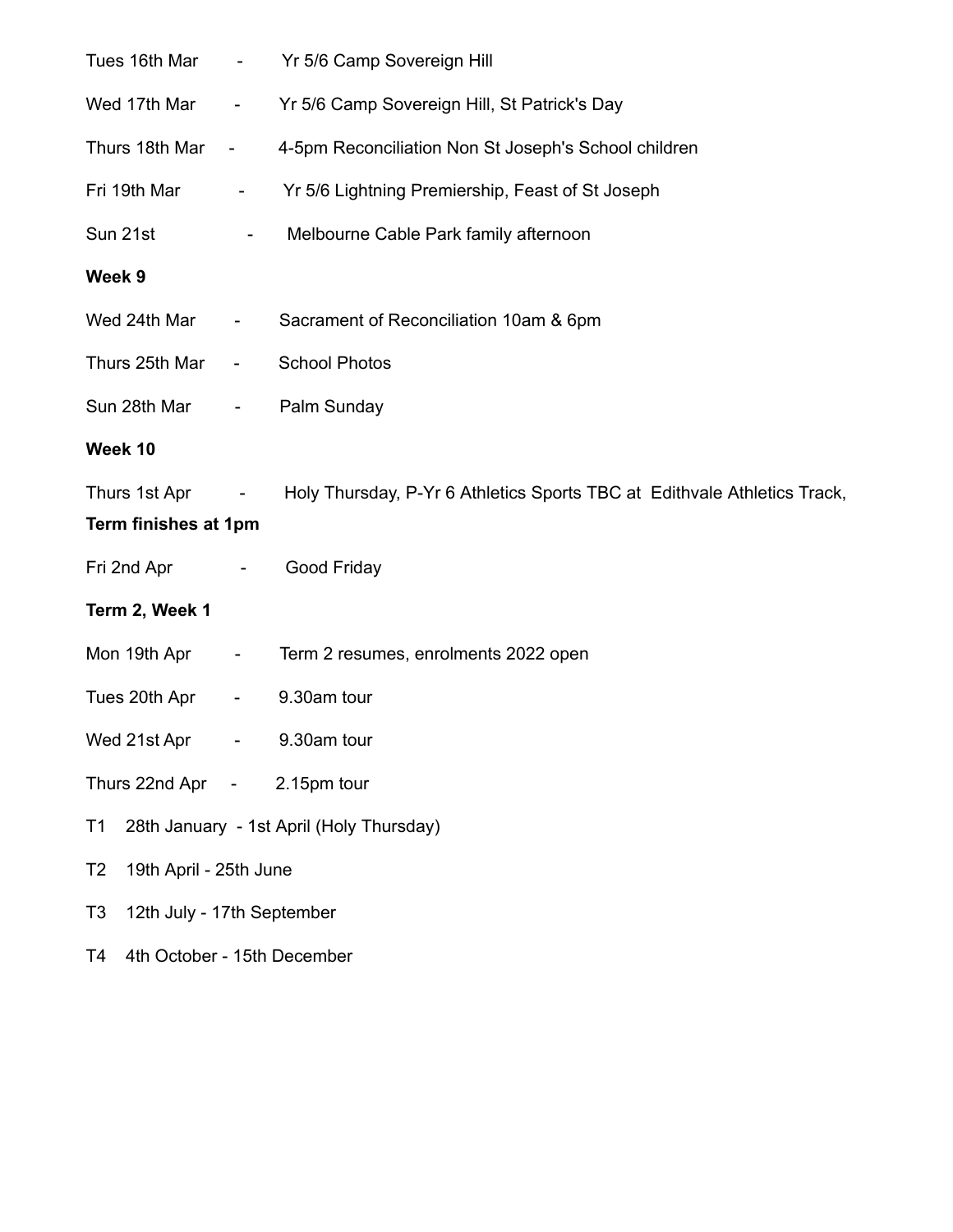Tues 16th Mar - Yr 5/6 Camp Sovereign Hill

Wed 17th Mar - Yr 5/6 Camp Sovereign Hill, St Patrick's Day

Thurs 18th Mar - 4-5pm Reconciliation Non St Joseph's School children

Fri 19th Mar - Yr 5/6 Lightning Premiership, Feast of St Joseph

Sun 21st - Melbourne Cable Park family afternoon

**Week 9**

Wed 24th Mar - Sacrament of Reconciliation 10am & 6pm

Thurs 25th Mar - School Photos

Sun 28th Mar - Palm Sunday

**Week 10**

Thurs 1st Apr - Holy Thursday, P-Yr 6 Athletics Sports TBC at Edithvale Athletics Track,

**Term finishes at 1pm**

Fri 2nd Apr - Good Friday

**Term 2, Week 1**

Mon 19th Apr - Term 2 resumes, enrolments 2022 open

Tues 20th Apr - 9.30am tour

Wed 21st Apr - 9.30am tour

Thurs 22nd Apr - 2.15pm tour

T1 28th January - 1st April (Holy Thursday)

T2 19th April - 25th June

T3 12th July - 17th September

T4 4th October - 15th December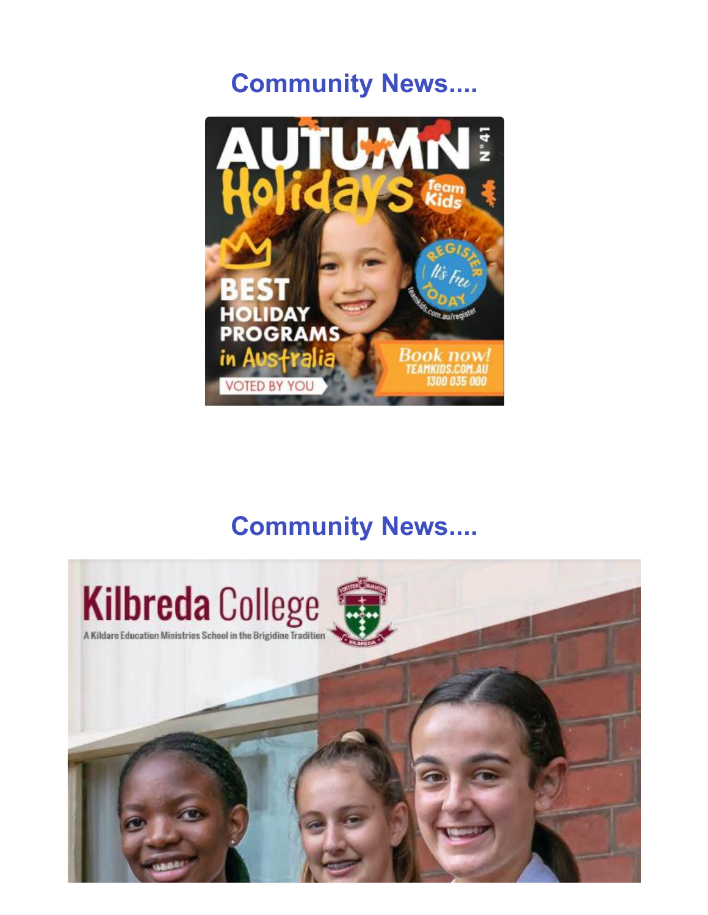## Community News....

AUTUMN Holidays N°41

Team Kids

BEST HOLIDAY PROGRAMS in Australia

VOTED BY YOU

REGISTER TODAY It's Free

teamkids.com.au/register

Book now! TEAMKIDS.COM.AU 1300 035 000

## Community News....

Kilbreda College

A Kildare Education Ministries School in the Brigidine Tradition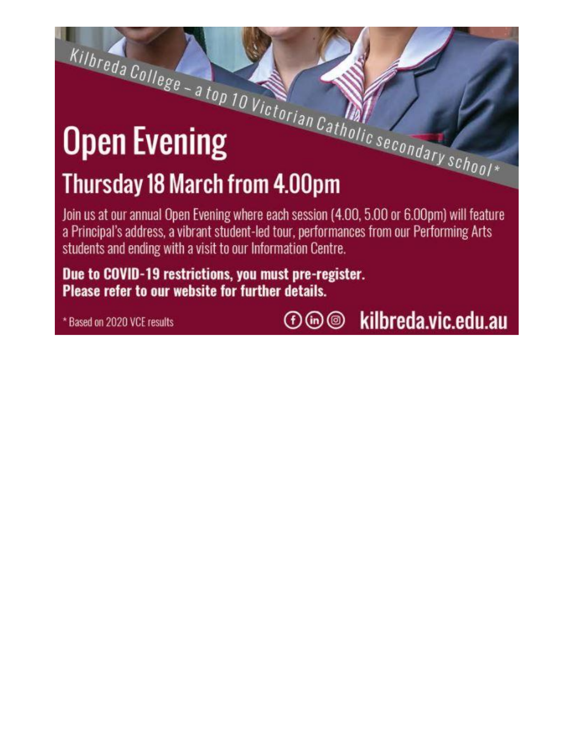Kilbreda College – a top 10 Victorian Catholic secondary school*

# Open Evening

## Thursday 18 March from 4.00pm

Join us at our annual Open Evening where each session (4.00, 5.00 or 6.00pm) will feature a Principal's address, a vibrant student-led tour, performances from our Performing Arts students and ending with a visit to our Information Centre.

**Due to COVID-19 restrictions, you must pre-register.**
**Please refer to our website for further details.**

* Based on 2020 VCE results

**kilbreda.vic.edu.au**